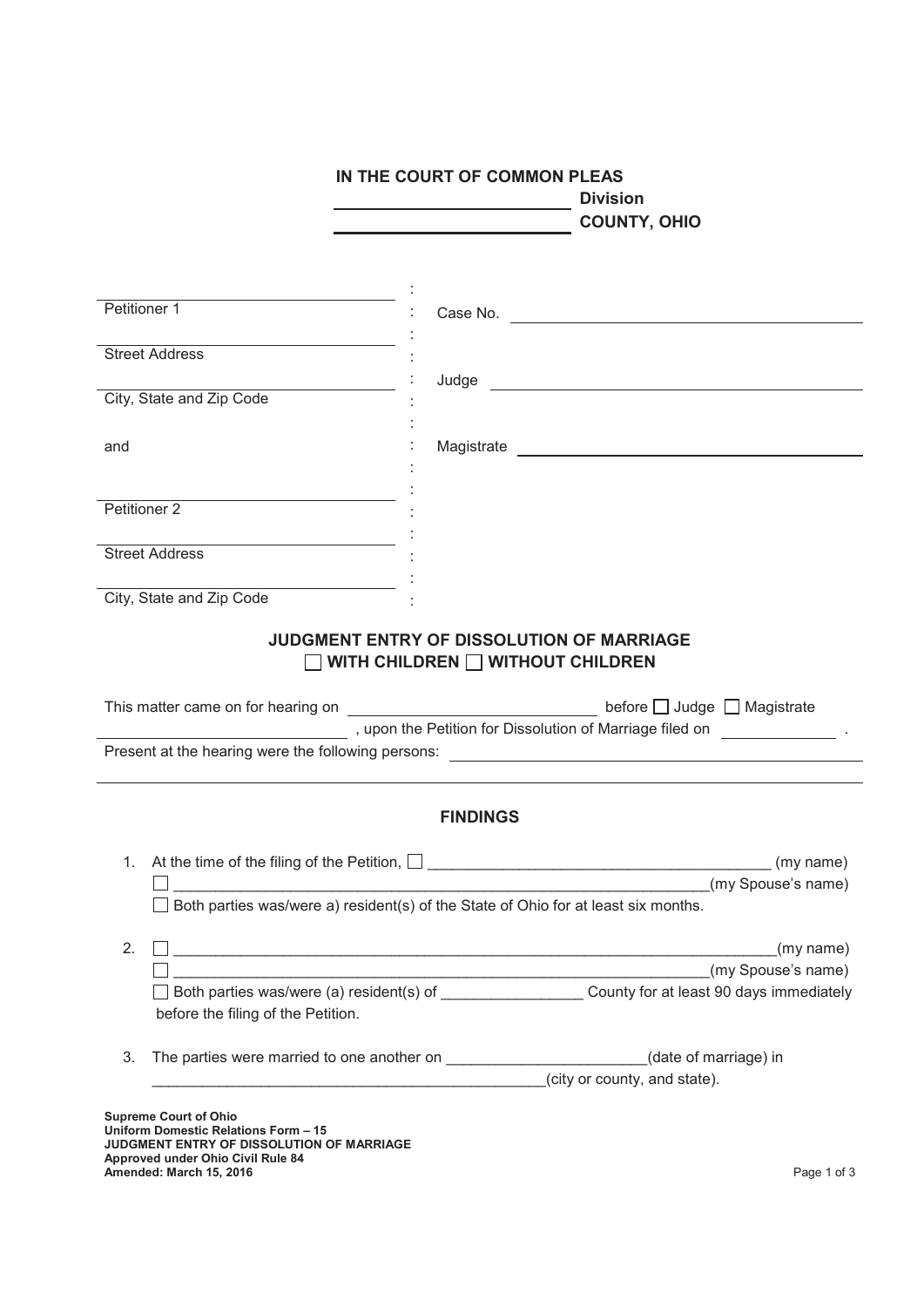**IN THE COURT OF COMMON PLEAS**

______________________ **Division**

______________________ **COUNTY, OHIO**

| | | |
|---|---|---|
| ______________________ | : | |
| Petitioner 1 | : | Case No. ______________________ |
| ______________________ | : | |
| Street Address | : | |
| ______________________ | : | Judge ______________________ |
| City, State and Zip Code | : | |
| | : | |
| and | : | Magistrate ______________________ |
| | : | |
| ______________________ | : | |
| Petitioner 2 | : | |
| ______________________ | : | |
| Street Address | : | |
| ______________________ | : | |
| City, State and Zip Code | : | |

## JUDGMENT ENTRY OF DISSOLUTION OF MARRIAGE
## ☐ WITH CHILDREN ☐ WITHOUT CHILDREN

This matter came on for hearing on ______________________ before ☐ Judge ☐ Magistrate ______________________ , upon the Petition for Dissolution of Marriage filed on __________ .

Present at the hearing were the following persons: ______________________________________

______________________________________________________________________

## FINDINGS

1. At the time of the filing of the Petition, ☐ ________________________________________ (my name)
   ☐ ________________________________________________________________(my Spouse's name)
   ☐ Both parties was/were a) resident(s) of the State of Ohio for at least six months.

2. ☐ _________________________________________________________________________(my name)
   ☐ ________________________________________________________________(my Spouse's name)
   ☐ Both parties was/were (a) resident(s) of ________________ County for at least 90 days immediately before the filing of the Petition.

3. The parties were married to one another on _______________________(date of marriage) in _______________________________________________(city or county, and state).

**Supreme Court of Ohio**
**Uniform Domestic Relations Form – 15**
**JUDGMENT ENTRY OF DISSOLUTION OF MARRIAGE**
**Approved under Ohio Civil Rule 84**
**Amended: March 15, 2016**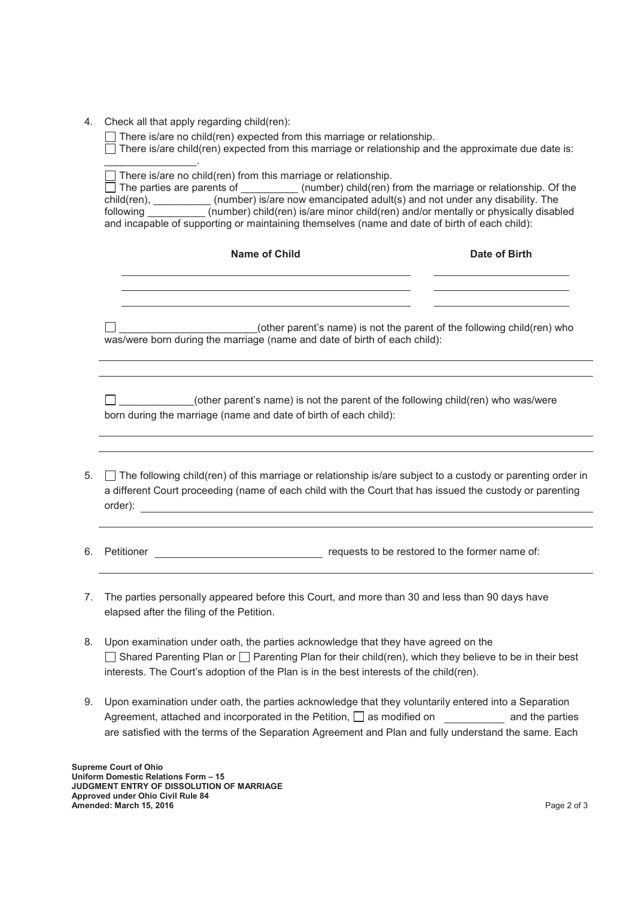4. Check all that apply regarding child(ren):

   ☐ There is/are no child(ren) expected from this marriage or relationship.

   ☐ There is/are child(ren) expected from this marriage or relationship and the approximate due date is: ________________.

   ☐ There is/are no child(ren) from this marriage or relationship.

   ☐ The parties are parents of __________ (number) child(ren) from the marriage or relationship. Of the child(ren), __________ (number) is/are now emancipated adult(s) and not under any disability. The following __________ (number) child(ren) is/are minor child(ren) and/or mentally or physically disabled and incapable of supporting or maintaining themselves (name and date of birth of each child):

   | Name of Child | Date of Birth |
   |---|---|
   | | |
   | | |
   | | |

   ☐ ________________________(other parent's name) is not the parent of the following child(ren) who was/were born during the marriage (name and date of birth of each child):

   ______________________________________________________________________

   ______________________________________________________________________

   ☐ _____________(other parent's name) is not the parent of the following child(ren) who was/were born during the marriage (name and date of birth of each child):

   ______________________________________________________________________

   ______________________________________________________________________

5. ☐ The following child(ren) of this marriage or relationship is/are subject to a custody or parenting order in a different Court proceeding (name of each child with the Court that has issued the custody or parenting order): ______________________________________________________________________

   ______________________________________________________________________

6. Petitioner ____________________________ requests to be restored to the former name of:

   ______________________________________________________________________

7. The parties personally appeared before this Court, and more than 30 and less than 90 days have elapsed after the filing of the Petition.

8. Upon examination under oath, the parties acknowledge that they have agreed on the ☐ Shared Parenting Plan or ☐ Parenting Plan for their child(ren), which they believe to be in their best interests. The Court's adoption of the Plan is in the best interests of the child(ren).

9. Upon examination under oath, the parties acknowledge that they voluntarily entered into a Separation Agreement, attached and incorporated in the Petition, ☐ as modified on ___________ and the parties are satisfied with the terms of the Separation Agreement and Plan and fully understand the same. Each

**Supreme Court of Ohio**
**Uniform Domestic Relations Form – 15**
**JUDGMENT ENTRY OF DISSOLUTION OF MARRIAGE**
**Approved under Ohio Civil Rule 84**
**Amended: March 15, 2016**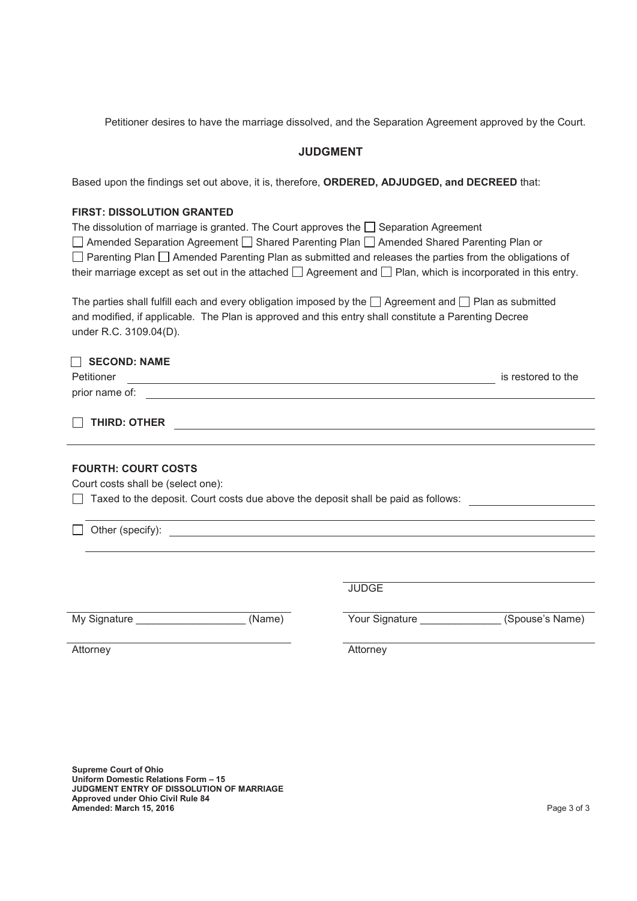Petitioner desires to have the marriage dissolved, and the Separation Agreement approved by the Court.

## JUDGMENT

Based upon the findings set out above, it is, therefore, **ORDERED, ADJUDGED, and DECREED** that:

**FIRST: DISSOLUTION GRANTED**

The dissolution of marriage is granted. The Court approves the ☐ Separation Agreement ☐ Amended Separation Agreement ☐ Shared Parenting Plan ☐ Amended Shared Parenting Plan or ☐ Parenting Plan ☐ Amended Parenting Plan as submitted and releases the parties from the obligations of their marriage except as set out in the attached ☐ Agreement and ☐ Plan, which is incorporated in this entry.

The parties shall fulfill each and every obligation imposed by the ☐ Agreement and ☐ Plan as submitted and modified, if applicable. The Plan is approved and this entry shall constitute a Parenting Decree under R.C. 3109.04(D).

☐ **SECOND: NAME**

Petitioner ______________________________________________ is restored to the prior name of: ______________________________________________

☐ **THIRD: OTHER** ______________________________________________

______________________________________________

**FOURTH: COURT COSTS**

Court costs shall be (select one):

☐ Taxed to the deposit. Court costs due above the deposit shall be paid as follows: ____________________

______________________________________________

☐ Other (specify): ______________________________________________

______________________________________________

______________________________
JUDGE

My Signature __________________ (Name)

Your Signature ______________ (Spouse's Name)

______________________________
Attorney

______________________________
Attorney

**Supreme Court of Ohio**
**Uniform Domestic Relations Form – 15**
**JUDGMENT ENTRY OF DISSOLUTION OF MARRIAGE**
**Approved under Ohio Civil Rule 84**
**Amended: March 15, 2016**